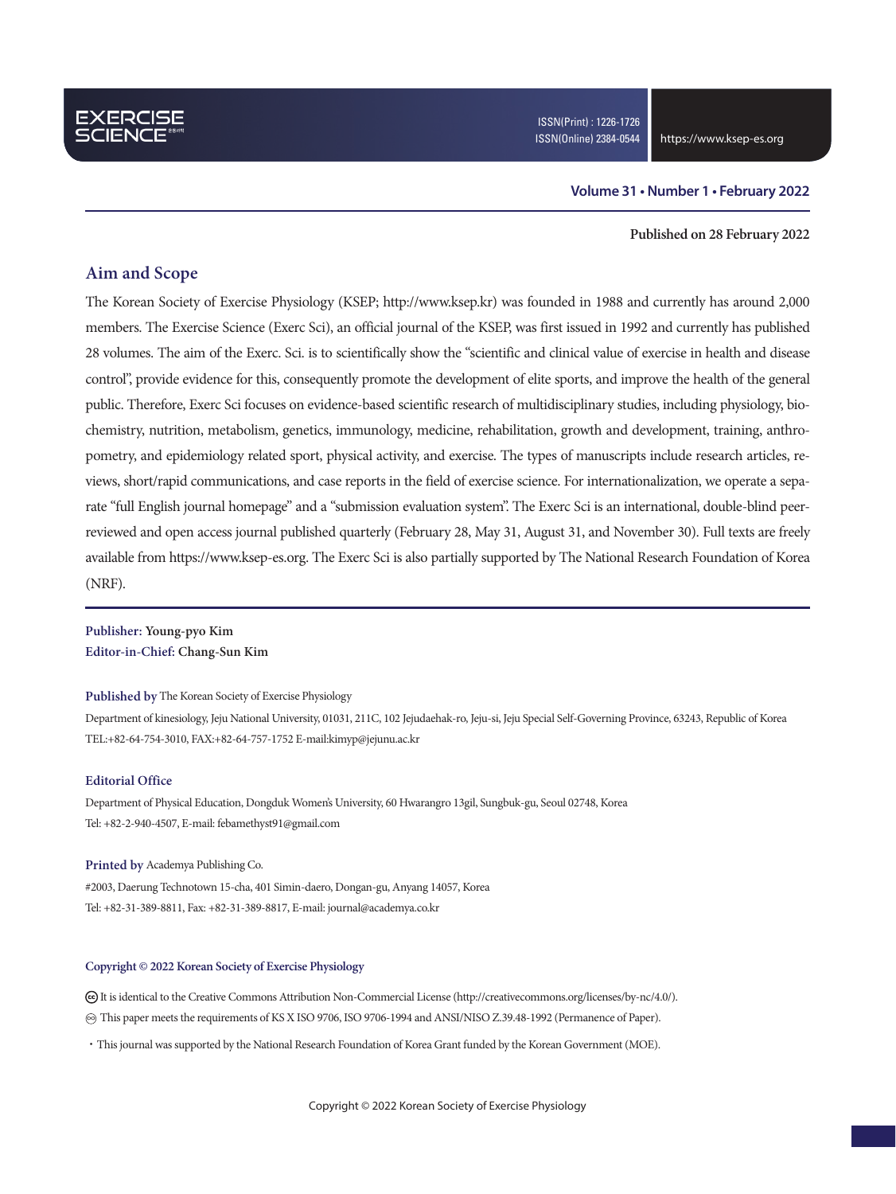EXERCISE SCIENCE

ISSN(Print) : 1226-1726
ISSN(Online) 2384-0544

https://www.ksep-es.org

**Volume 31 • Number 1 • February 2022**

**Published on 28 February 2022**

## Aim and Scope

The Korean Society of Exercise Physiology (KSEP; http://www.ksep.kr) was founded in 1988 and currently has around 2,000 members. The Exercise Science (Exerc Sci), an official journal of the KSEP, was first issued in 1992 and currently has published 28 volumes. The aim of the Exerc. Sci. is to scientifically show the "scientific and clinical value of exercise in health and disease control", provide evidence for this, consequently promote the development of elite sports, and improve the health of the general public. Therefore, Exerc Sci focuses on evidence-based scientific research of multidisciplinary studies, including physiology, biochemistry, nutrition, metabolism, genetics, immunology, medicine, rehabilitation, growth and development, training, anthropometry, and epidemiology related sport, physical activity, and exercise. The types of manuscripts include research articles, reviews, short/rapid communications, and case reports in the field of exercise science. For internationalization, we operate a separate "full English journal homepage" and a "submission evaluation system". The Exerc Sci is an international, double-blind peer-reviewed and open access journal published quarterly (February 28, May 31, August 31, and November 30). Full texts are freely available from https://www.ksep-es.org. The Exerc Sci is also partially supported by The National Research Foundation of Korea (NRF).

**Publisher:** Young-pyo Kim
**Editor-in-Chief:** Chang-Sun Kim

**Published by** The Korean Society of Exercise Physiology
Department of kinesiology, Jeju National University, 01031, 211C, 102 Jejudaehak-ro, Jeju-si, Jeju Special Self-Governing Province, 63243, Republic of Korea
TEL:+82-64-754-3010, FAX:+82-64-757-1752 E-mail:kimyp@jejunu.ac.kr

**Editorial Office**
Department of Physical Education, Dongduk Women's University, 60 Hwarangro 13gil, Sungbuk-gu, Seoul 02748, Korea
Tel: +82-2-940-4507, E-mail: febamethyst91@gmail.com

**Printed by** Academya Publishing Co.
#2003, Daerung Technotown 15-cha, 401 Simin-daero, Dongan-gu, Anyang 14057, Korea
Tel: +82-31-389-8811, Fax: +82-31-389-8817, E-mail: journal@academya.co.kr

**Copyright © 2022 Korean Society of Exercise Physiology**

ⓒ It is identical to the Creative Commons Attribution Non-Commercial License (http://creativecommons.org/licenses/by-nc/4.0/).
∞ This paper meets the requirements of KS X ISO 9706, ISO 9706-1994 and ANSI/NISO Z.39.48-1992 (Permanence of Paper).

・This journal was supported by the National Research Foundation of Korea Grant funded by the Korean Government (MOE).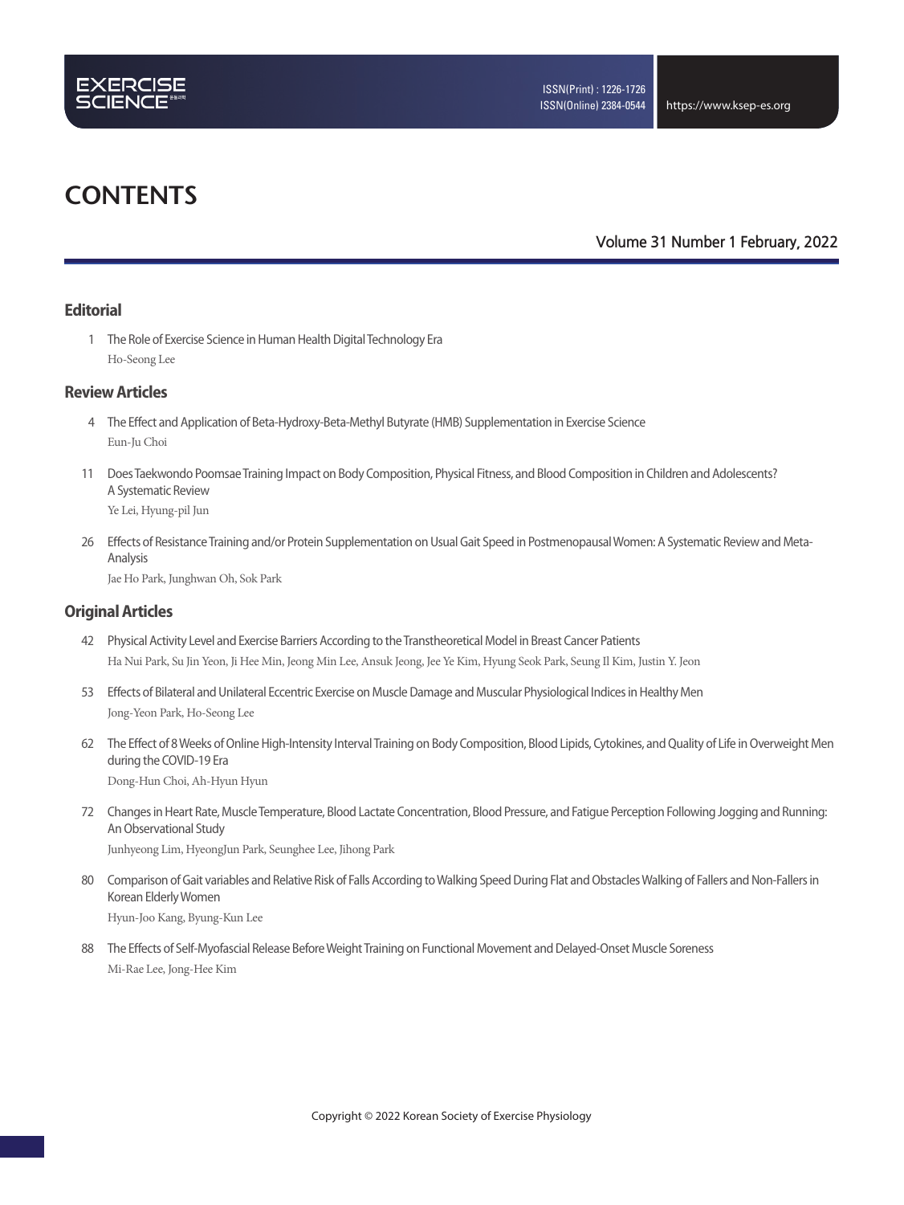# CONTENTS

Volume 31 Number 1 February, 2022

## Editorial

1 The Role of Exercise Science in Human Health Digital Technology Era
Ho-Seong Lee

## Review Articles

4 The Effect and Application of Beta-Hydroxy-Beta-Methyl Butyrate (HMB) Supplementation in Exercise Science
Eun-Ju Choi

11 Does Taekwondo Poomsae Training Impact on Body Composition, Physical Fitness, and Blood Composition in Children and Adolescents? A Systematic Review
Ye Lei, Hyung-pil Jun

26 Effects of Resistance Training and/or Protein Supplementation on Usual Gait Speed in Postmenopausal Women: A Systematic Review and Meta-Analysis
Jae Ho Park, Junghwan Oh, Sok Park

## Original Articles

42 Physical Activity Level and Exercise Barriers According to the Transtheoretical Model in Breast Cancer Patients
Ha Nui Park, Su Jin Yeon, Ji Hee Min, Jeong Min Lee, Ansuk Jeong, Jee Ye Kim, Hyung Seok Park, Seung Il Kim, Justin Y. Jeon

53 Effects of Bilateral and Unilateral Eccentric Exercise on Muscle Damage and Muscular Physiological Indices in Healthy Men
Jong-Yeon Park, Ho-Seong Lee

62 The Effect of 8 Weeks of Online High-Intensity Interval Training on Body Composition, Blood Lipids, Cytokines, and Quality of Life in Overweight Men during the COVID-19 Era
Dong-Hun Choi, Ah-Hyun Hyun

72 Changes in Heart Rate, Muscle Temperature, Blood Lactate Concentration, Blood Pressure, and Fatigue Perception Following Jogging and Running: An Observational Study
Junhyeong Lim, HyeongJun Park, Seunghee Lee, Jihong Park

80 Comparison of Gait variables and Relative Risk of Falls According to Walking Speed During Flat and Obstacles Walking of Fallers and Non-Fallers in Korean Elderly Women
Hyun-Joo Kang, Byung-Kun Lee

88 The Effects of Self-Myofascial Release Before Weight Training on Functional Movement and Delayed-Onset Muscle Soreness
Mi-Rae Lee, Jong-Hee Kim

Copyright © 2022 Korean Society of Exercise Physiology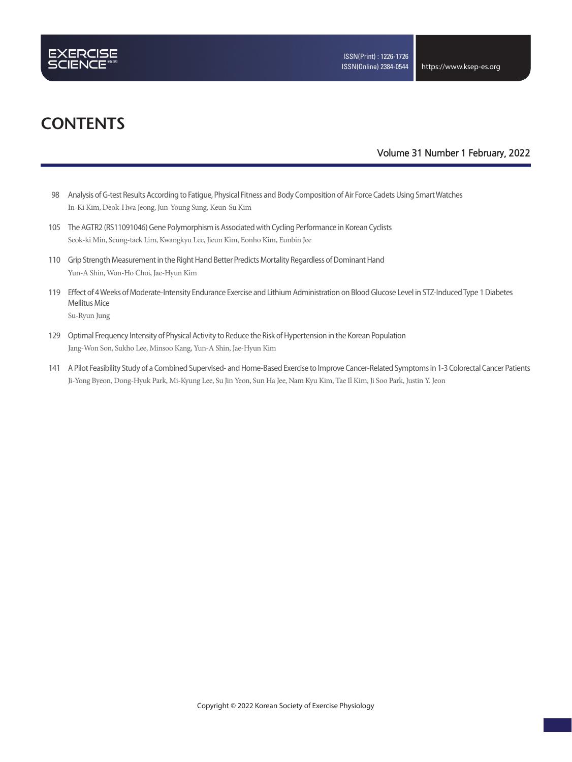# CONTENTS

Volume 31 Number 1 February, 2022

98 Analysis of G-test Results According to Fatigue, Physical Fitness and Body Composition of Air Force Cadets Using Smart Watches
In-Ki Kim, Deok-Hwa Jeong, Jun-Young Sung, Keun-Su Kim

105 The AGTR2 (RS11091046) Gene Polymorphism is Associated with Cycling Performance in Korean Cyclists
Seok-ki Min, Seung-taek Lim, Kwangkyu Lee, Jieun Kim, Eonho Kim, Eunbin Jee

110 Grip Strength Measurement in the Right Hand Better Predicts Mortality Regardless of Dominant Hand
Yun-A Shin, Won-Ho Choi, Jae-Hyun Kim

119 Effect of 4 Weeks of Moderate-Intensity Endurance Exercise and Lithium Administration on Blood Glucose Level in STZ-Induced Type 1 Diabetes Mellitus Mice
Su-Ryun Jung

129 Optimal Frequency Intensity of Physical Activity to Reduce the Risk of Hypertension in the Korean Population
Jang-Won Son, Sukho Lee, Minsoo Kang, Yun-A Shin, Jae-Hyun Kim

141 A Pilot Feasibility Study of a Combined Supervised- and Home-Based Exercise to Improve Cancer-Related Symptoms in 1-3 Colorectal Cancer Patients
Ji-Yong Byeon, Dong-Hyuk Park, Mi-Kyung Lee, Su Jin Yeon, Sun Ha Jee, Nam Kyu Kim, Tae Il Kim, Ji Soo Park, Justin Y. Jeon

Copyright © 2022 Korean Society of Exercise Physiology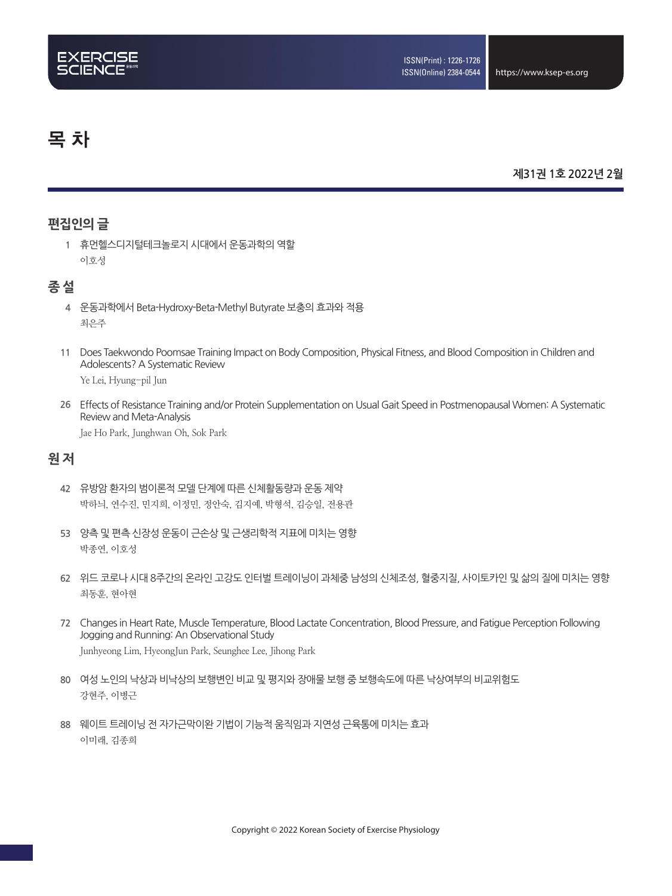# 목 차

**제31권 1호 2022년 2월**

## 편집인의 글

1 휴먼헬스디지털테크놀로지 시대에서 운동과학의 역할
이호성

## 종 설

4 운동과학에서 Beta-Hydroxy-Beta-Methyl Butyrate 보충의 효과와 적용
최은주

11 Does Taekwondo Poomsae Training Impact on Body Composition, Physical Fitness, and Blood Composition in Children and Adolescents? A Systematic Review
Ye Lei, Hyung-pil Jun

26 Effects of Resistance Training and/or Protein Supplementation on Usual Gait Speed in Postmenopausal Women: A Systematic Review and Meta-Analysis
Jae Ho Park, Junghwan Oh, Sok Park

## 원 저

42 유방암 환자의 범이론적 모델 단계에 따른 신체활동량과 운동 제약
박하늬, 연수진, 민지희, 이정민, 정안숙, 김지예, 박형석, 김승일, 전용관

53 양측 및 편측 신장성 운동이 근손상 및 근생리학적 지표에 미치는 영향
박종연, 이호성

62 위드 코로나 시대 8주간의 온라인 고강도 인터벌 트레이닝이 과체중 남성의 신체조성, 혈중지질, 사이토카인 및 삶의 질에 미치는 영향
최동훈, 현아현

72 Changes in Heart Rate, Muscle Temperature, Blood Lactate Concentration, Blood Pressure, and Fatigue Perception Following Jogging and Running: An Observational Study
Junhyeong Lim, HyeongJun Park, Seunghee Lee, Jihong Park

80 여성 노인의 낙상과 비낙상의 보행변인 비교 및 평지와 장애물 보행 중 보행속도에 따른 낙상여부의 비교위험도
강현주, 이병근

88 웨이트 트레이닝 전 자가근막이완 기법이 기능적 움직임과 지연성 근육통에 미치는 효과
이미래, 김종희

Copyright © 2022 Korean Society of Exercise Physiology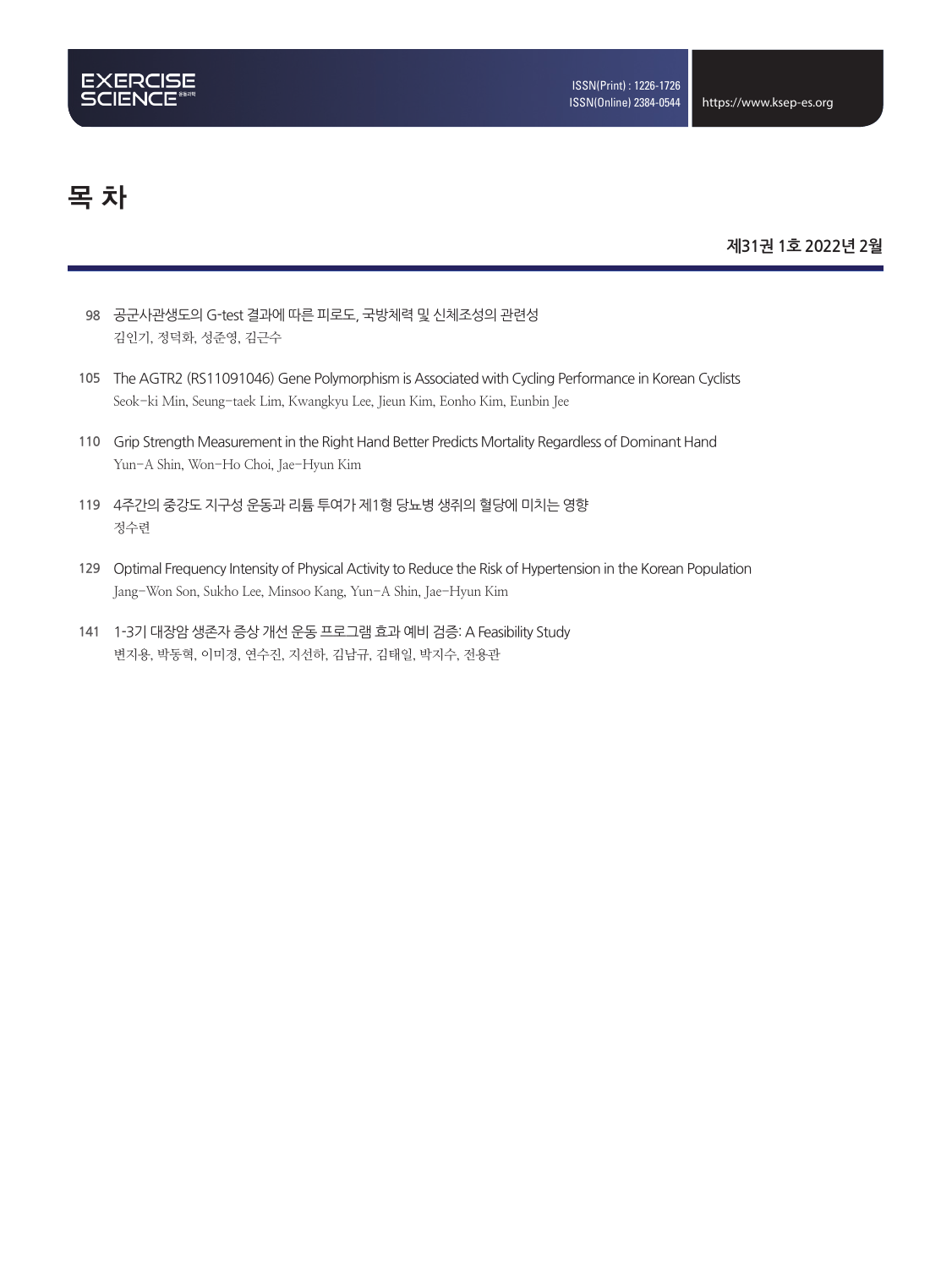# 목 차

**제31권 1호 2022년 2월**

98 공군사관생도의 G-test 결과에 따른 피로도, 국방체력 및 신체조성의 관련성
김인기, 정덕화, 성준영, 김근수

105 The AGTR2 (RS11091046) Gene Polymorphism is Associated with Cycling Performance in Korean Cyclists
Seok-ki Min, Seung-taek Lim, Kwangkyu Lee, Jieun Kim, Eonho Kim, Eunbin Jee

110 Grip Strength Measurement in the Right Hand Better Predicts Mortality Regardless of Dominant Hand
Yun-A Shin, Won-Ho Choi, Jae-Hyun Kim

119 4주간의 중강도 지구성 운동과 리튬 투여가 제1형 당뇨병 생쥐의 혈당에 미치는 영향
정수련

129 Optimal Frequency Intensity of Physical Activity to Reduce the Risk of Hypertension in the Korean Population
Jang-Won Son, Sukho Lee, Minsoo Kang, Yun-A Shin, Jae-Hyun Kim

141 1-3기 대장암 생존자 증상 개선 운동 프로그램 효과 예비 검증: A Feasibility Study
변지용, 박동혁, 이미경, 연수진, 지선하, 김남규, 김태일, 박지수, 전용관